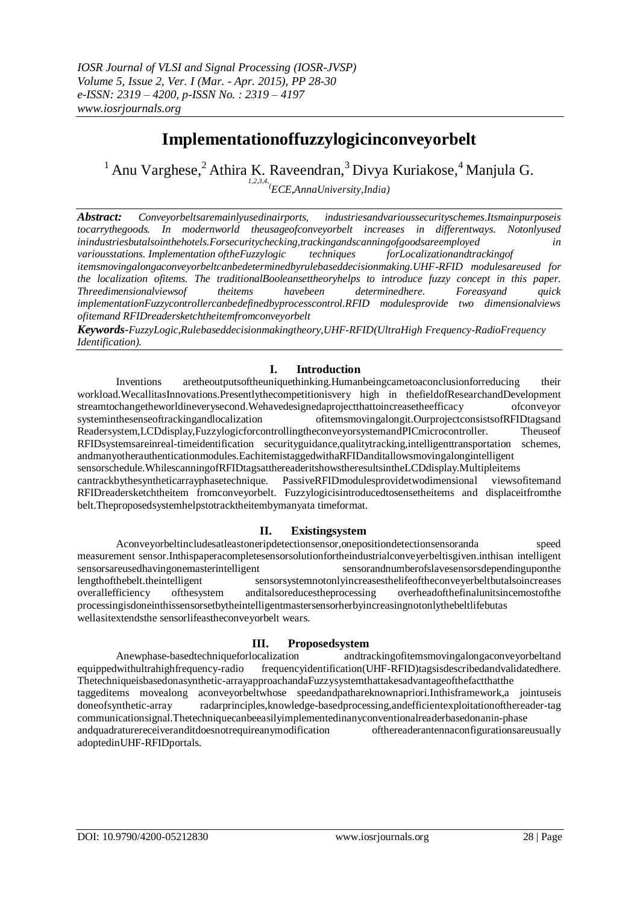# Implementationoffuzzylogicinconveyorbelt

[1] Anu Varghese,[2] Athira K. Raveendran,[3] Divya Kuriakose,[4] Manjula G.

[1,2,3,4,] *(ECE,AnnaUniversity,India)*

***Abstract:*** *Conveyorbeltsaremainlyusedinairports, industriesandvarioussecurityschemes.Itsmainpurposeis tocarrythegoods. In modernworld theusageofconveyorbelt increases in differentways. Notonlyused inindustriesbutalsointhehotels.Forsecuritychecking,trackingandscanningofgoodsareemployed in variousstations. Implementation oftheFuzzylogic techniques forLocalizationandtrackingof itemsmovingalongaconveyorbeltcanbedeterminedbyrulebaseddecisionmaking.UHF-RFID modulesareused for the localization ofitems. The traditionalBooleansettheoryhelps to introduce fuzzy concept in this paper. Threedimensionalviewsof theitems havebeen determinedhere. Foreasyand quick implementationFuzzycontrollercanbedefinedbyprocesscontrol.RFID modulesprovide two dimensionalviews ofitemand RFIDreadersketchtheitemfromconveyorbelt*

***Keywords-****FuzzyLogic,Rulebaseddecisionmakingtheory,UHF-RFID(UltraHigh Frequency-RadioFrequency Identification).*

## I. Introduction

Inventions aretheoutputsoftheuniquethinking.Humanbeingcametoaconclusionforreducing their workload.WecallitasInnovations.Presentlythecompetitionisvery high in thefieldofResearchandDevelopment streamtochangetheworldineverysecond.Wehavedesignedaprojectthattoincreasetheefficacy ofconveyor systeminthesenseoftrackingandlocalization ofitemsmovingalongit.OurprojectconsistsofRFIDtagsand Readersystem,LCDdisplay,FuzzylogicforcontrollingtheconveyorsystemandPICmicrocontroller. Theuseof RFIDsystemsareinreal-timeidentification securityguidance,qualitytracking,intelligenttransportation schemes, andmanyotherauthenticationmodules.EachitemistaggedwithaRFIDanditallowsmovingalongintelligent sensorschedule.WhilescanningofRFIDtagsatthereaderitshowstheresultsintheLCDdisplay.Multipleitems cantrackbythesyntheticarrayphasetechnique. PassiveRFIDmodulesprovidetwodimensional viewsofitemand RFIDreadersketchtheitem fromconveyorbelt. Fuzzylogicisintroducedtosensetheitems and displaceitfromthe belt.Theproposedsystemhelpstotracktheitembymanyata timeformat.

## II. Existingsystem

Aconveyorbeltincludesatleastoneripdetectionsensor,onepositiondetectionsensoranda speed measurement sensor.Inthispaperacompletesensorsolutionfortheindustrialconveyerbeltisgiven.inthisan intelligent sensorsareusedhavingonemasterintelligent sensorandnumberofslavesensorsdependinguponthe lengthofthebelt.theintelligent sensorssystemnotonlyincreasesthelifeoftheconveyerbeltbutalsoincreases overallefficiency ofthesystem anditalsoreducestheprocessing overheadofthefinalunitsincemostofthe processingisdoneinthissensorsetbytheintelligentmastersensorherbyincreasingnotonlythebeltlifebutas wellasitextendsthe sensorlifeastheconveyorbelt wears.

## III. Proposedsystem

Anewphase-basedtechniqueforlocalization andtrackingofitemsmovingalongaconveyorbeltand equippedwithultrahighfrequency-radio frequencyidentification(UHF-RFID)tagsisdescribedandvalidatedhere. ThetechniqueisbasedonasyntheticarrayapproachandaFuzzysystemthattakesadvantageofthefactthatthe taggeditems movealong aconveyorbeltwhose speedandpatharereknownapriori.Inthisframework,a jointuseis doneofsynthetic-array radarprinciples,knowledge-basedprocessing,andefficientexploitationofthereader-tag communicationsignal.Thetechniquecanbeeasilyimplementedinanyconventionalreaderbasedonanin-phase andquadraturereceiveranditdoesnotrequireanymodification ofthereaderantennaconfigurationsareusually adoptedinUHF-RFIDportals.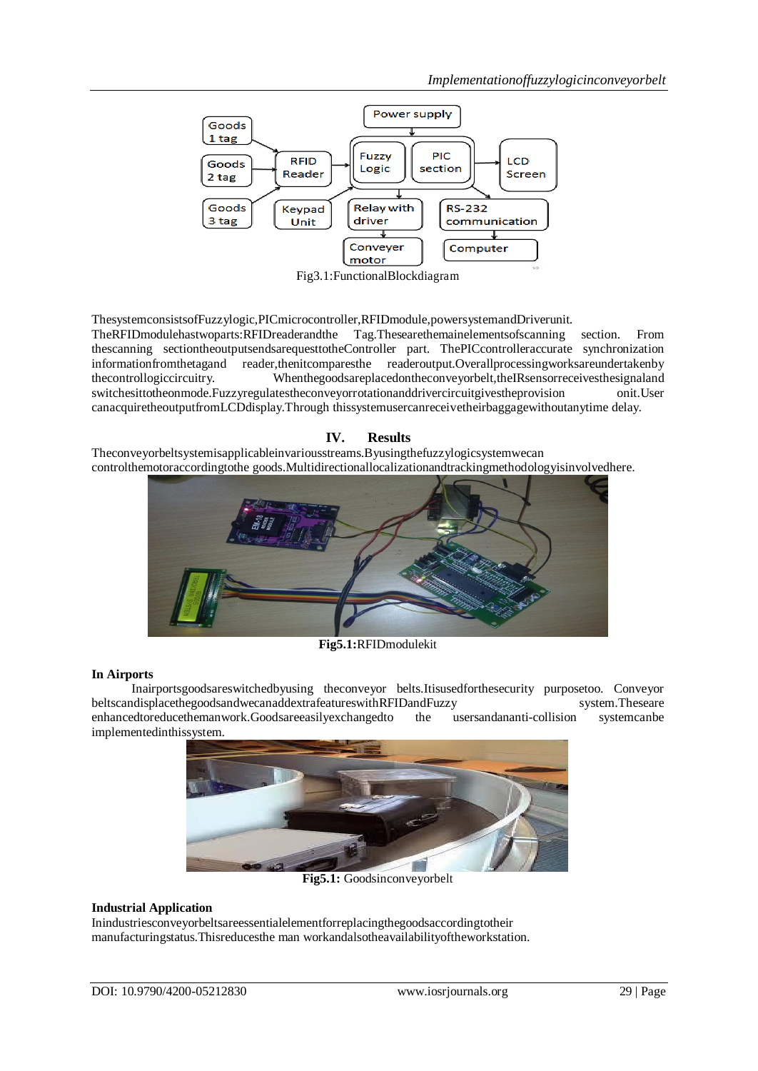Fig3.1:FunctionalBlockdiagram

ThesystemconsistsofFuzzylogic,PICmicrocontroller,RFIDmodule,powersystemandDriverunit. TheRFIDmodulehastwoparts:RFIDreaderandthe Tag.Thesearethemainelementsofscanning section. From thescanning sectiontheoutputsendsarequesttotheController part. ThePICcontrolleraccurate synchronization informationfromthetagand reader,thenitcomparesthe readeroutput.Overallprocessingworksareundertakenby thecontrollogiccircuitry. Whenthegoodsareplacedontheconveyorbelt,theIRsensorreceivesthesignaland switchesittotheonmode.Fuzzyregulatestheconveyorrotationanddrivercircuitgivestheprovision onit.User canacquiretheoutputfromLCDdisplay.Through thissystemusercanreceivetheirbaggagewithoutanytime delay.

## IV. Results

Theconveyorbeltsystemisapplicableinvariousstreams.Byusingthefuzzylogicsystemwecan controlthemotoraccordingtothe goods.Multidirectionallocalizationandtrackingmethodologyisinvolvedhere.

**Fig5.1:**RFIDmodulekit

**In Airports**

Inairportsgoodsareswitchedbyusing theconveyor belts.Itisusedforthesecurity purposetoo. Conveyor beltscandisplacethegoodsandwecanaddextrafeatureswithRFIDandFuzzy system.Theseare enhancedtoreducethemanwork.Goodsareeasilyexchangedto the usersandananti-collision systemcanbe implementedinthissystem.

**Fig5.1:** Goodsinconveyorbelt

**Industrial Application**

Inindustriesconveyorbeltsareessentialelementforreplacingthegoodsaccordingtotheir manufacturingstatus.Thisreducesthe man workandalsotheavailabilityoftheworkstation.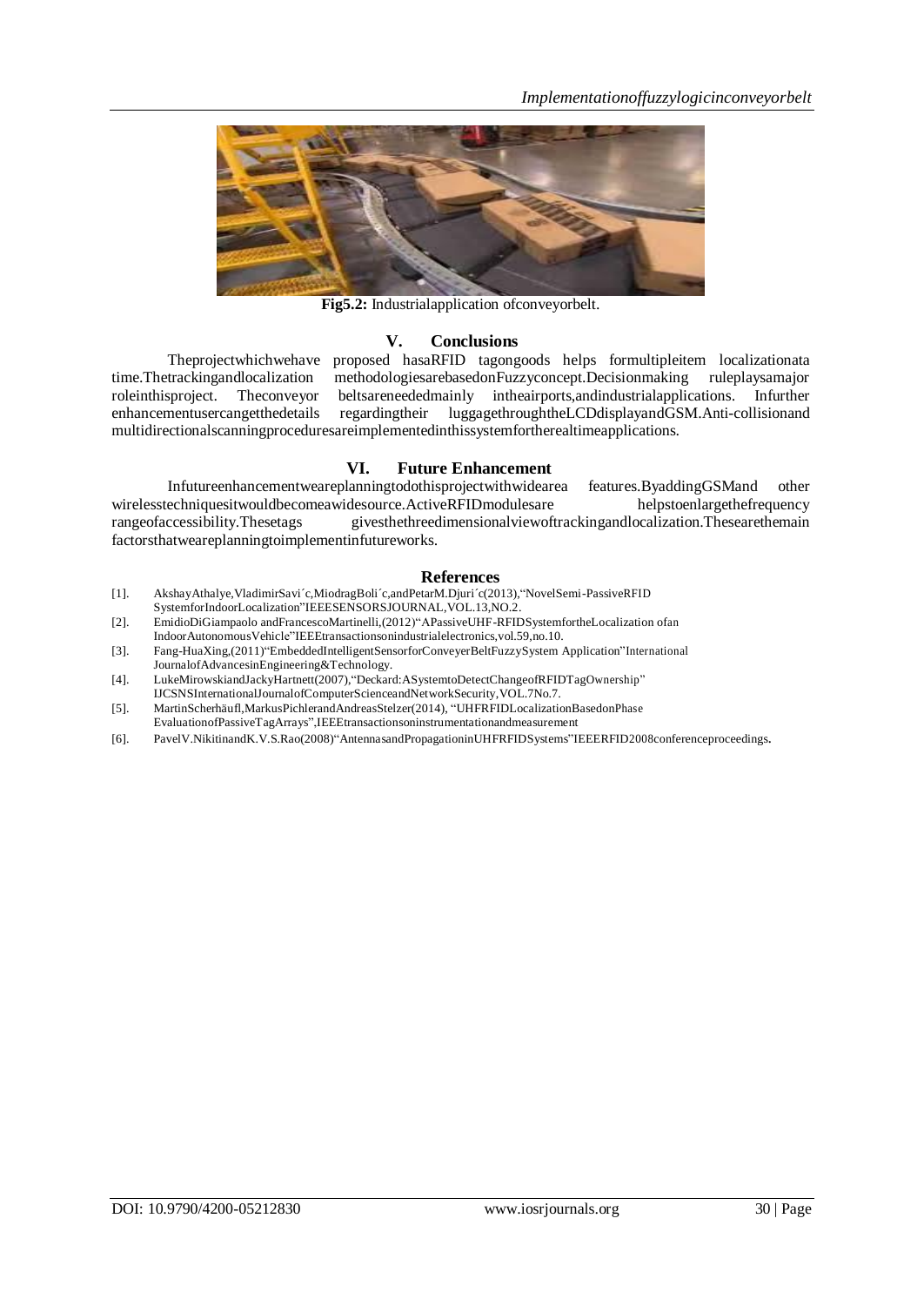**Fig5.2:** Industrialapplication ofconveyorbelt.

## V. Conclusions

Theprojectwhichwehave proposed hasaRFID tagongoods helps formultipleitem localizationata time.Thetrackingandlocalization methodologiesarebasedonFuzzyconcept.Decisionmaking ruleplaysamajor roleinthisproject. Theconveyor beltsareneededmainly intheairports,andindustrialapplications. Infurther enhancementusercangetthedetails regardingtheir luggagethroughtheLCDdisplayandGSM.Anti-collisionand multidirectionalscanningproceduresareimplementedinthissystemfortherealtimeapplications.

## VI. Future Enhancement

Infutureenhancementweareplanningtodothisprojectwithwidearea features.ByaddingGSMand other wirelesstechniquesitwouldbecomeawidesource.ActiveRFIDmodulesare helpstoenlargethefrequency rangeofaccessibility.Thesetags givesthethreedimensionalviewoftrackingandlocalization.Thesearethemain factorsthatweareplanningtoimplementinfutureworks.

## References

[1]. AkshayAthalye,VladimirSavi´c,MiodragBoli´c,andPetarM.Djuri´c(2013),"NovelSemi-PassiveRFID SystemforIndoorLocalization"IEEESENSORSJOURNAL,VOL.13,NO.2.

[2]. EmidioDiGiampaolo andFrancescoMartinelli,(2012)"APassiveUHF-RFIDSystemfortheLocalization ofan IndoorAutonomousVehicle"IEEEtransactionsonindustrialelectronics,vol.59,no.10.

[3]. Fang-HuaXing,(2011)"EmbeddedIntelligentSensorforConveyerBeltFuzzySystem Application"International JournalofAdvancesinEngineering&Technology.

[4]. LukeMirowskiandJackyHartnett(2007),"Deckard:ASystemtoDetectChangeofRFIDTagOwnership" IJCSNSInternationalJournalofComputerScienceandNetworkSecurity,VOL.7No.7.

[5]. MartinScherhäufl,MarkusPichlerandAndreasStelzer(2014), "UHFRFIDLocalizationBasedonPhase EvaluationofPassiveTagArrays",IEEEtransactionsoninstrumentationandmeasurement

[6]. PavelV.NikitinandK.V.S.Rao(2008)"AntennasandPropagationinUHFRFIDSystems"IEEERFID2008conferenceproceedings.